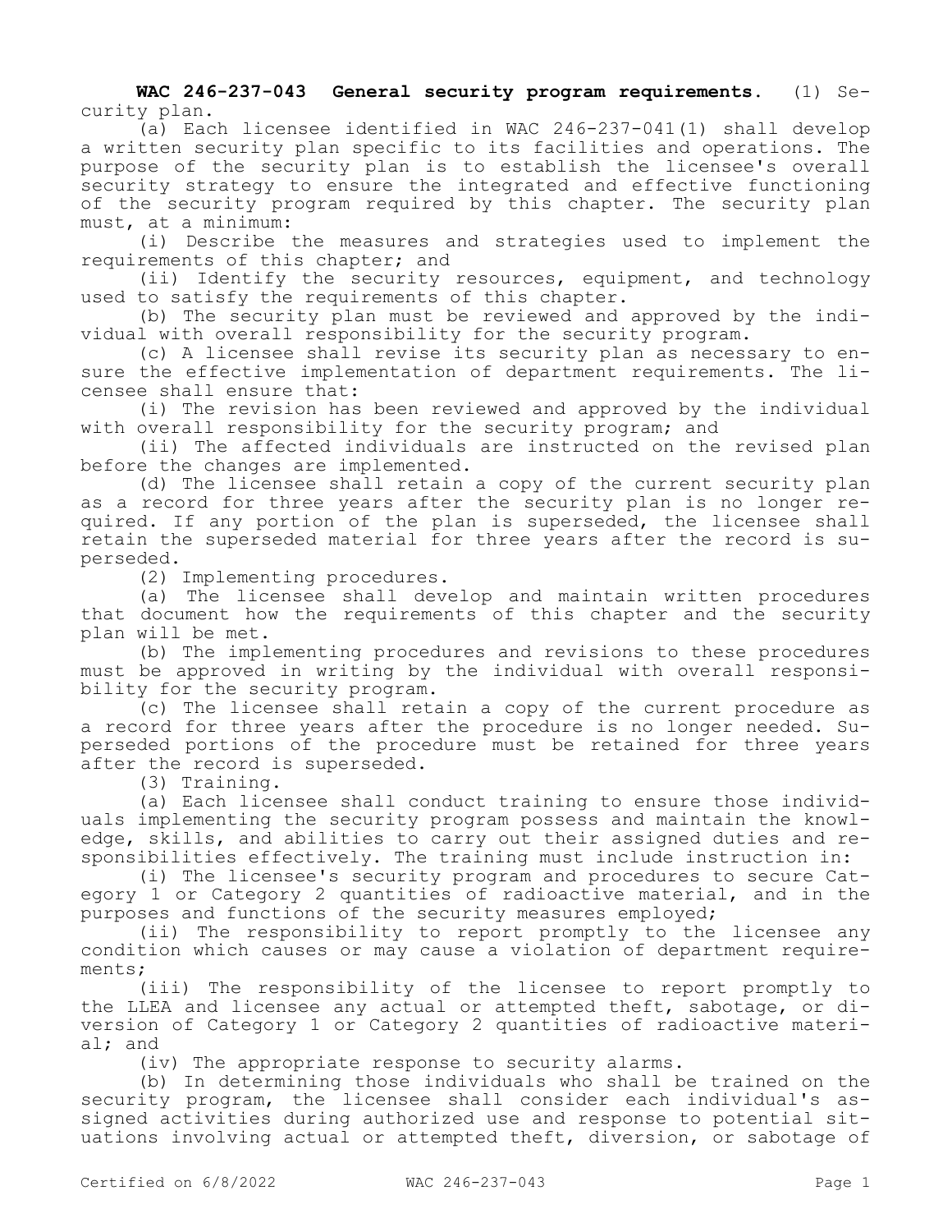**WAC 246-237-043 General security program requirements.** (1) Security plan.

(a) Each licensee identified in WAC 246-237-041(1) shall develop a written security plan specific to its facilities and operations. The purpose of the security plan is to establish the licensee's overall security strategy to ensure the integrated and effective functioning of the security program required by this chapter. The security plan must, at a minimum:

(i) Describe the measures and strategies used to implement the requirements of this chapter; and

(ii) Identify the security resources, equipment, and technology used to satisfy the requirements of this chapter.

(b) The security plan must be reviewed and approved by the individual with overall responsibility for the security program.

(c) A licensee shall revise its security plan as necessary to ensure the effective implementation of department requirements. The licensee shall ensure that:

(i) The revision has been reviewed and approved by the individual with overall responsibility for the security program; and

(ii) The affected individuals are instructed on the revised plan before the changes are implemented.

(d) The licensee shall retain a copy of the current security plan as a record for three years after the security plan is no longer required. If any portion of the plan is superseded, the licensee shall retain the superseded material for three years after the record is superseded.

(2) Implementing procedures.

(a) The licensee shall develop and maintain written procedures that document how the requirements of this chapter and the security plan will be met.

(b) The implementing procedures and revisions to these procedures must be approved in writing by the individual with overall responsibility for the security program.

(c) The licensee shall retain a copy of the current procedure as a record for three years after the procedure is no longer needed. Superseded portions of the procedure must be retained for three years after the record is superseded.

(3) Training.

(a) Each licensee shall conduct training to ensure those individuals implementing the security program possess and maintain the knowledge, skills, and abilities to carry out their assigned duties and responsibilities effectively. The training must include instruction in:

(i) The licensee's security program and procedures to secure Category 1 or Category 2 quantities of radioactive material, and in the purposes and functions of the security measures employed;

(ii) The responsibility to report promptly to the licensee any condition which causes or may cause a violation of department requirements;

(iii) The responsibility of the licensee to report promptly to the LLEA and licensee any actual or attempted theft, sabotage, or diversion of Category 1 or Category 2 quantities of radioactive material; and

(iv) The appropriate response to security alarms.

(b) In determining those individuals who shall be trained on the security program, the licensee shall consider each individual's assigned activities during authorized use and response to potential situations involving actual or attempted theft, diversion, or sabotage of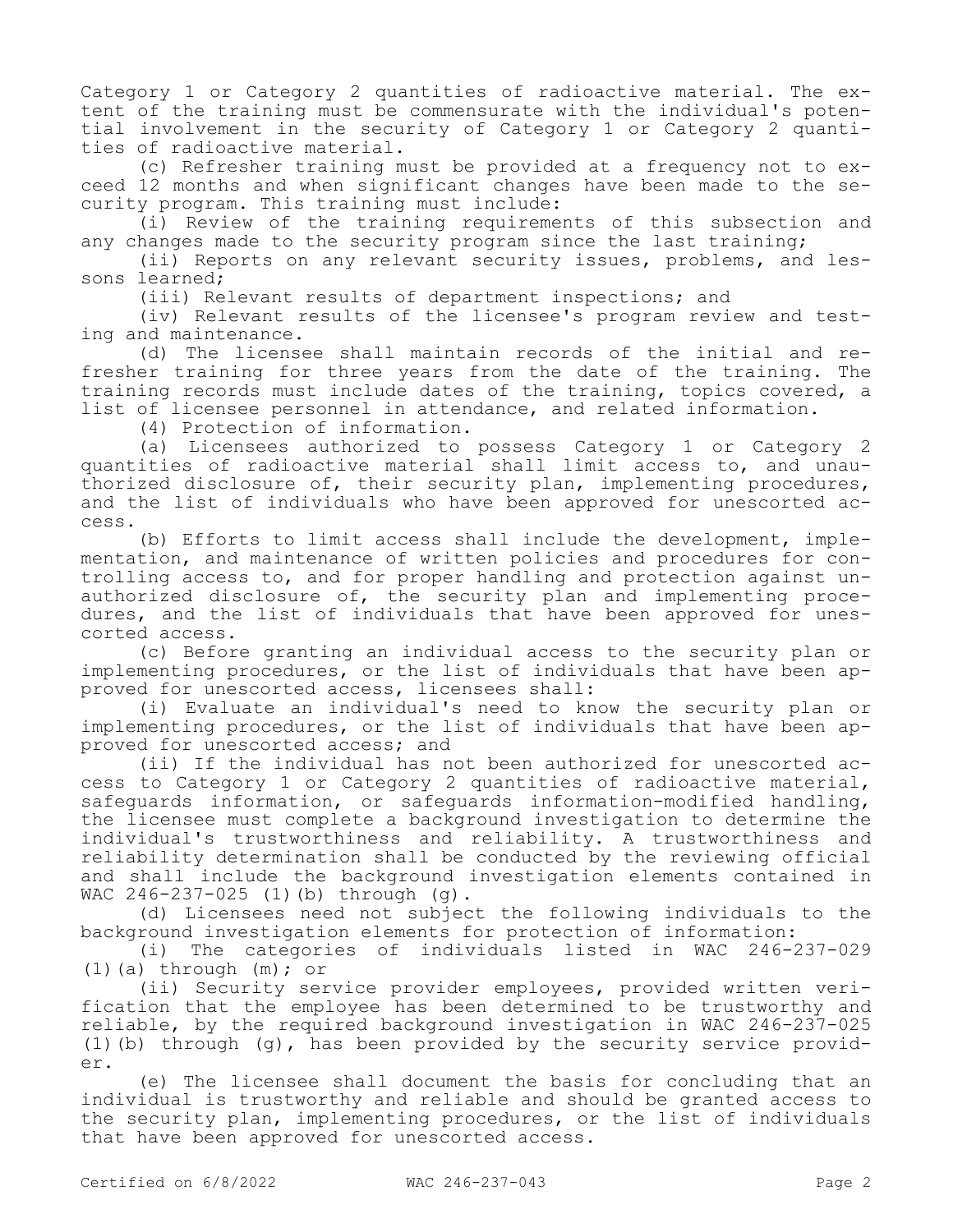Category 1 or Category 2 quantities of radioactive material. The extent of the training must be commensurate with the individual's potential involvement in the security of Category 1 or Category 2 quantities of radioactive material.

(c) Refresher training must be provided at a frequency not to exceed 12 months and when significant changes have been made to the security program. This training must include:

(i) Review of the training requirements of this subsection and any changes made to the security program since the last training;

(ii) Reports on any relevant security issues, problems, and lessons learned;

(iii) Relevant results of department inspections; and

(iv) Relevant results of the licensee's program review and testing and maintenance.

(d) The licensee shall maintain records of the initial and refresher training for three years from the date of the training. The training records must include dates of the training, topics covered, a list of licensee personnel in attendance, and related information.

(4) Protection of information.

(a) Licensees authorized to possess Category 1 or Category 2 quantities of radioactive material shall limit access to, and unauthorized disclosure of, their security plan, implementing procedures, and the list of individuals who have been approved for unescorted access.

(b) Efforts to limit access shall include the development, implementation, and maintenance of written policies and procedures for controlling access to, and for proper handling and protection against unauthorized disclosure of, the security plan and implementing procedures, and the list of individuals that have been approved for unescorted access.

(c) Before granting an individual access to the security plan or implementing procedures, or the list of individuals that have been approved for unescorted access, licensees shall:

(i) Evaluate an individual's need to know the security plan or implementing procedures, or the list of individuals that have been approved for unescorted access; and

(ii) If the individual has not been authorized for unescorted access to Category 1 or Category 2 quantities of radioactive material, safeguards information, or safeguards information-modified handling, the licensee must complete a background investigation to determine the individual's trustworthiness and reliability. A trustworthiness and reliability determination shall be conducted by the reviewing official and shall include the background investigation elements contained in WAC 246-237-025 (1)(b) through (g).

(d) Licensees need not subject the following individuals to the background investigation elements for protection of information:

(i) The categories of individuals listed in WAC 246-237-029 (1)(a) through (m); or

(ii) Security service provider employees, provided written verification that the employee has been determined to be trustworthy and reliable, by the required background investigation in WAC 246-237-025 (1)(b) through (g), has been provided by the security service provider.

(e) The licensee shall document the basis for concluding that an individual is trustworthy and reliable and should be granted access to the security plan, implementing procedures, or the list of individuals that have been approved for unescorted access.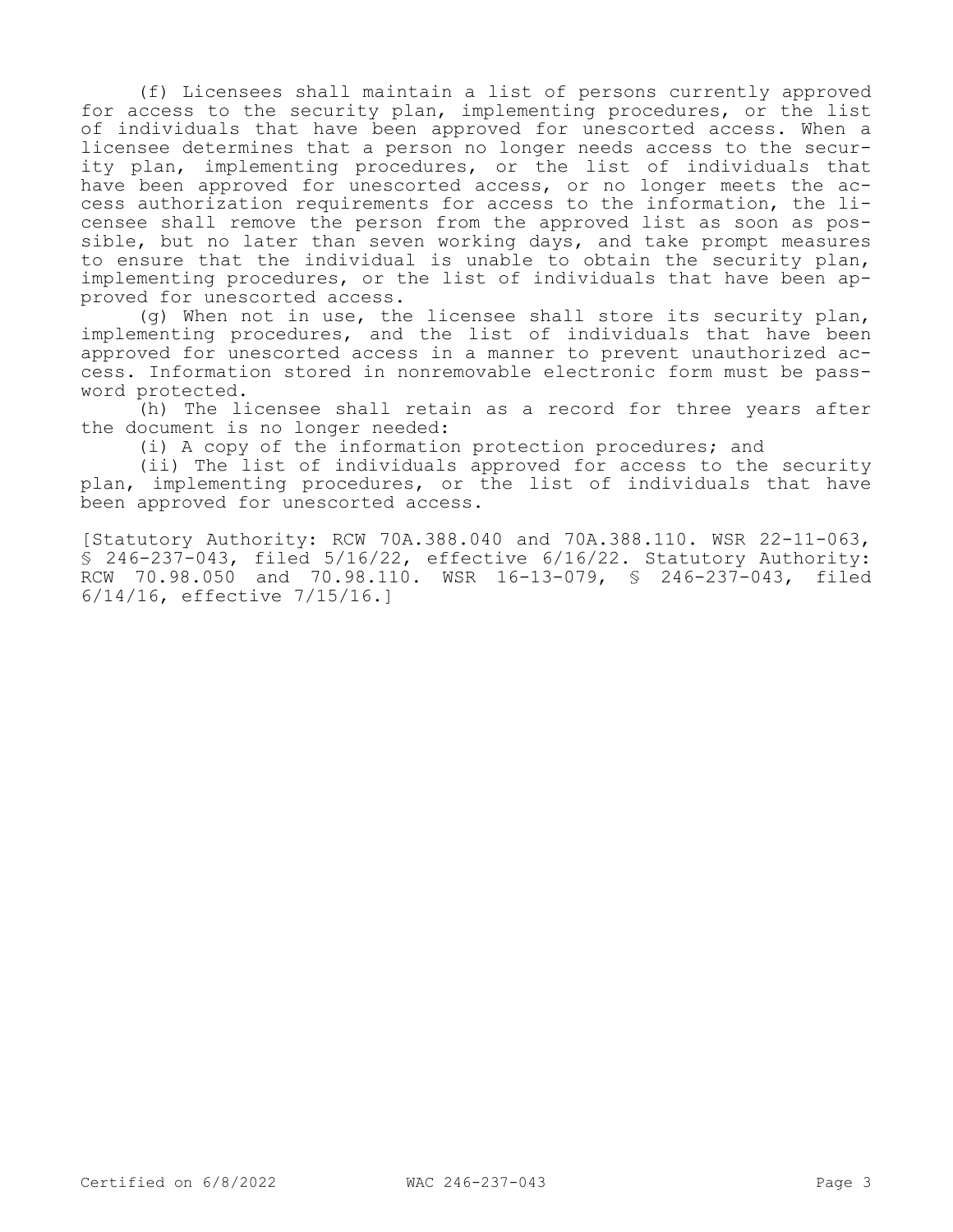(f) Licensees shall maintain a list of persons currently approved for access to the security plan, implementing procedures, or the list of individuals that have been approved for unescorted access. When a licensee determines that a person no longer needs access to the security plan, implementing procedures, or the list of individuals that have been approved for unescorted access, or no longer meets the access authorization requirements for access to the information, the licensee shall remove the person from the approved list as soon as possible, but no later than seven working days, and take prompt measures to ensure that the individual is unable to obtain the security plan, implementing procedures, or the list of individuals that have been approved for unescorted access.

(g) When not in use, the licensee shall store its security plan, implementing procedures, and the list of individuals that have been approved for unescorted access in a manner to prevent unauthorized access. Information stored in nonremovable electronic form must be password protected.

(h) The licensee shall retain as a record for three years after the document is no longer needed:

(i) A copy of the information protection procedures; and

(ii) The list of individuals approved for access to the security plan, implementing procedures, or the list of individuals that have been approved for unescorted access.

[Statutory Authority: RCW 70A.388.040 and 70A.388.110. WSR 22-11-063, § 246-237-043, filed 5/16/22, effective 6/16/22. Statutory Authority: RCW 70.98.050 and 70.98.110. WSR 16-13-079, § 246-237-043, filed 6/14/16, effective 7/15/16.]